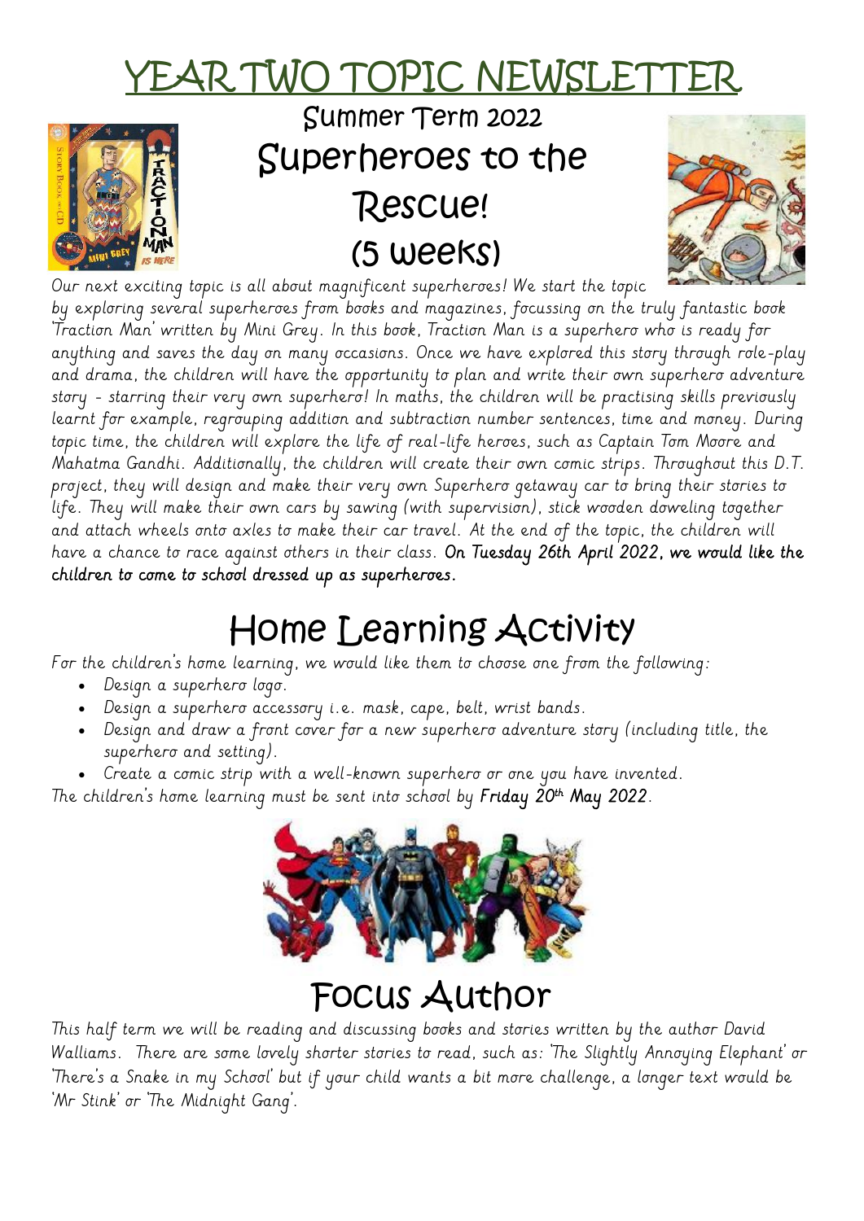# YEAR TWO TOPIC NEWSLETTER

## Summer Term 2022

## Superheroes to the Rescue! (5 weeks)

Our next exciting topic is all about magnificent superheroes! We start the topic by exploring several superheroes from books and magazines, focussing on the truly fantastic book 'Traction Man' written by Mini Grey. In this book, Traction Man is a superhero who is ready for anything and saves the day on many occasions. Once we have explored this story through role-play and drama, the children will have the opportunity to plan and write their own superhero adventure story - starring their very own superhero! In maths, the children will be practising skills previously learnt for example, regrouping addition and subtraction number sentences, time and money. During topic time, the children will explore the life of real-life heroes, such as Captain Tom Moore and Mahatma Gandhi. Additionally, the children will create their own comic strips. Throughout this D.T. project, they will design and make their very own Superhero getaway car to bring their stories to life. They will make their own cars by sawing (with supervision), stick wooden doweling together and attach wheels onto axles to make their car travel. At the end of the topic, the children will have a chance to race against others in their class. **On Tuesday 26th April 2022, we would like the children to come to school dressed up as superheroes.**

# Home Learning Activity

For the children's home learning, we would like them to choose one from the following:

- Design a superhero logo.
- Design a superhero accessory i.e. mask, cape, belt, wrist bands.
- Design and draw a front cover for a new superhero adventure story (including title, the superhero and setting).
- Create a comic strip with a well-known superhero or one you have invented.

The children's home learning must be sent into school by **Friday 20th May 2022**.

# Focus Author

This half term we will be reading and discussing books and stories written by the author David Walliams. There are some lovely shorter stories to read, such as: 'The Slightly Annoying Elephant' or 'There's a Snake in my School' but if your child wants a bit more challenge, a longer text would be 'Mr Stink' or 'The Midnight Gang'.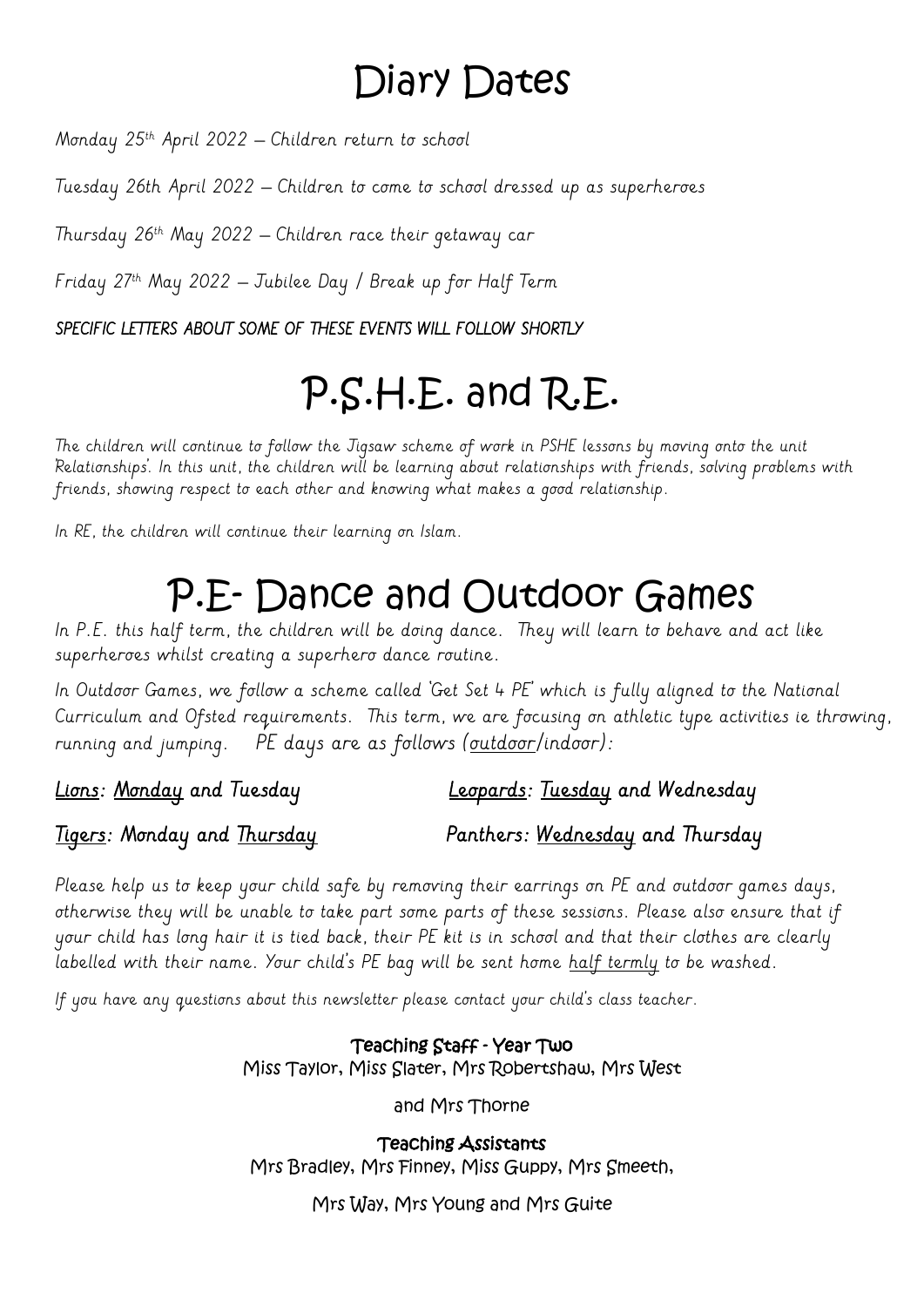# Diary Dates

*Monday 25th April 2022 – Children return to school*

*Tuesday 26th April 2022 – Children to come to school dressed up as superheroes*

*Thursday 26th May 2022 – Children race their getaway car*

*Friday 27th May 2022 – Jubilee Day / Break up for Half Term*

*SPECIFIC LETTERS ABOUT SOME OF THESE EVENTS WILL FOLLOW SHORTLY*

# P.S.H.E. and R.E.

*The children will continue to follow the Jigsaw scheme of work in PSHE lessons by moving onto the unit 'Relationships'. In this unit, the children will be learning about relationships with friends, solving problems with friends, showing respect to each other and knowing what makes a good relationship.*

*In RE, the children will continue their learning on Islam.*

# P.E- Dance and Outdoor Games

*In P.E. this half term, the children will be doing dance. They will learn to behave and act like superheroes whilst creating a superhero dance routine.*

*In Outdoor Games, we follow a scheme called 'Get Set 4 PE' which is fully aligned to the National Curriculum and Ofsted requirements. This term, we are focusing on athletic type activities ie throwing, running and jumping.* PE days are as follows (outdoor/indoor):

Lions: Monday and Tuesday

Leopards: Tuesday and Wednesday

Tigers: Monday and Thursday

Panthers: Wednesday and Thursday

*Please help us to keep your child safe by removing their earrings on PE and outdoor games days, otherwise they will be unable to take part some parts of these sessions. Please also ensure that if your child has long hair it is tied back, their PE kit is in school and that their clothes are clearly labelled with their name. Your child's PE bag will be sent home half termly to be washed.*

*If you have any questions about this newsletter please contact your child's class teacher.*

**Teaching Staff - Year Two**
Miss Taylor, Miss Slater, Mrs Robertshaw, Mrs West
and Mrs Thorne

**Teaching Assistants**
Mrs Bradley, Mrs Finney, Miss Guppy, Mrs Smeeth,
Mrs Way, Mrs Young and Mrs Guite